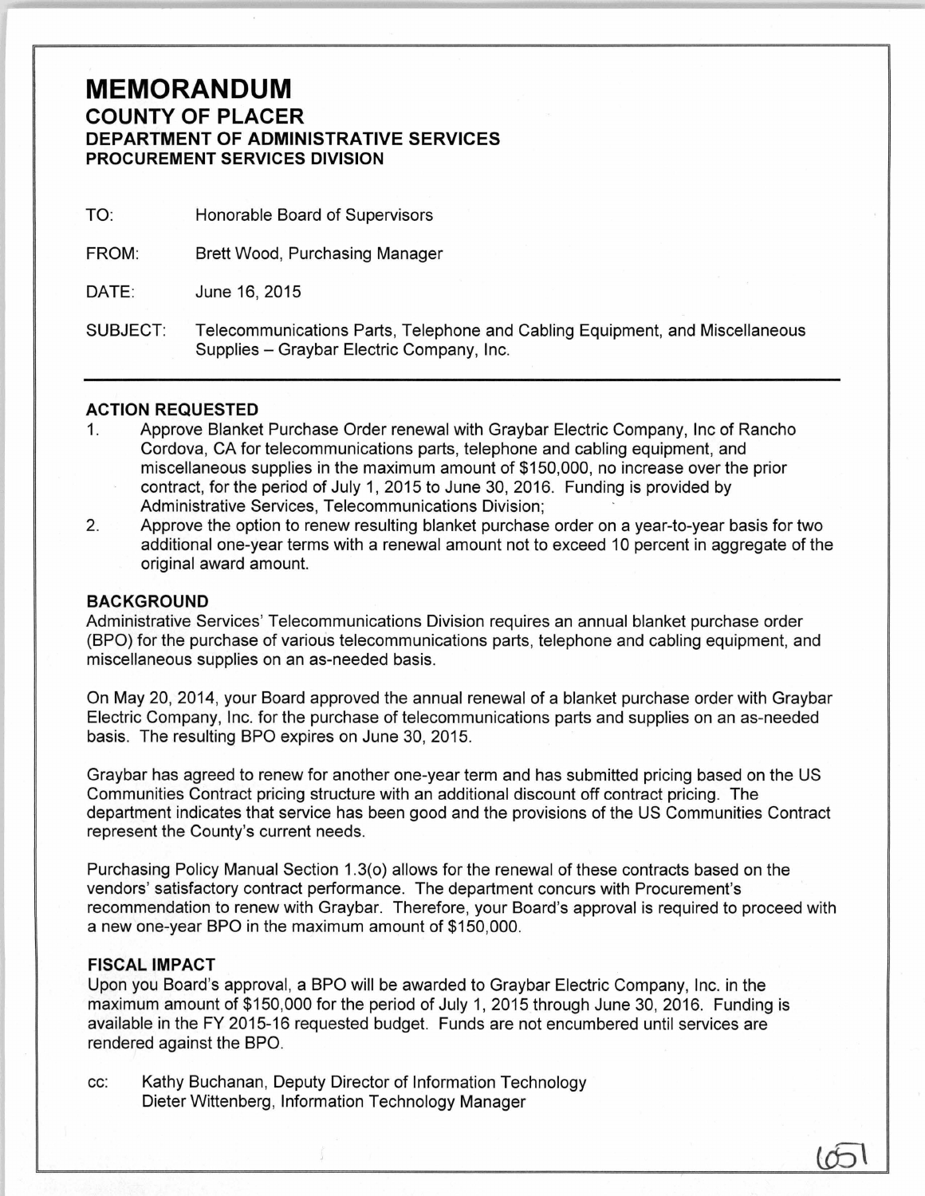# MEMORANDUM

## COUNTY OF PLACER

### DEPARTMENT OF ADMINISTRATIVE SERVICES

### PROCUREMENT SERVICES DIVISION

TO: Honorable Board of Supervisors

FROM: Brett Wood, Purchasing Manager

DATE: June 16, 2015

SUBJECT: Telecommunications Parts, Telephone and Cabling Equipment, and Miscellaneous Supplies – Graybar Electric Company, Inc.

---

**ACTION REQUESTED**

1. Approve Blanket Purchase Order renewal with Graybar Electric Company, Inc of Rancho Cordova, CA for telecommunications parts, telephone and cabling equipment, and miscellaneous supplies in the maximum amount of $150,000, no increase over the prior contract, for the period of July 1, 2015 to June 30, 2016. Funding is provided by Administrative Services, Telecommunications Division;
2. Approve the option to renew resulting blanket purchase order on a year-to-year basis for two additional one-year terms with a renewal amount not to exceed 10 percent in aggregate of the original award amount.

**BACKGROUND**

Administrative Services' Telecommunications Division requires an annual blanket purchase order (BPO) for the purchase of various telecommunications parts, telephone and cabling equipment, and miscellaneous supplies on an as-needed basis.

On May 20, 2014, your Board approved the annual renewal of a blanket purchase order with Graybar Electric Company, Inc. for the purchase of telecommunications parts and supplies on an as-needed basis. The resulting BPO expires on June 30, 2015.

Graybar has agreed to renew for another one-year term and has submitted pricing based on the US Communities Contract pricing structure with an additional discount off contract pricing. The department indicates that service has been good and the provisions of the US Communities Contract represent the County's current needs.

Purchasing Policy Manual Section 1.3(o) allows for the renewal of these contracts based on the vendors' satisfactory contract performance. The department concurs with Procurement's recommendation to renew with Graybar. Therefore, your Board's approval is required to proceed with a new one-year BPO in the maximum amount of $150,000.

**FISCAL IMPACT**

Upon you Board's approval, a BPO will be awarded to Graybar Electric Company, Inc. in the maximum amount of $150,000 for the period of July 1, 2015 through June 30, 2016. Funding is available in the FY 2015-16 requested budget. Funds are not encumbered until services are rendered against the BPO.

cc: Kathy Buchanan, Deputy Director of Information Technology
Dieter Wittenberg, Information Technology Manager